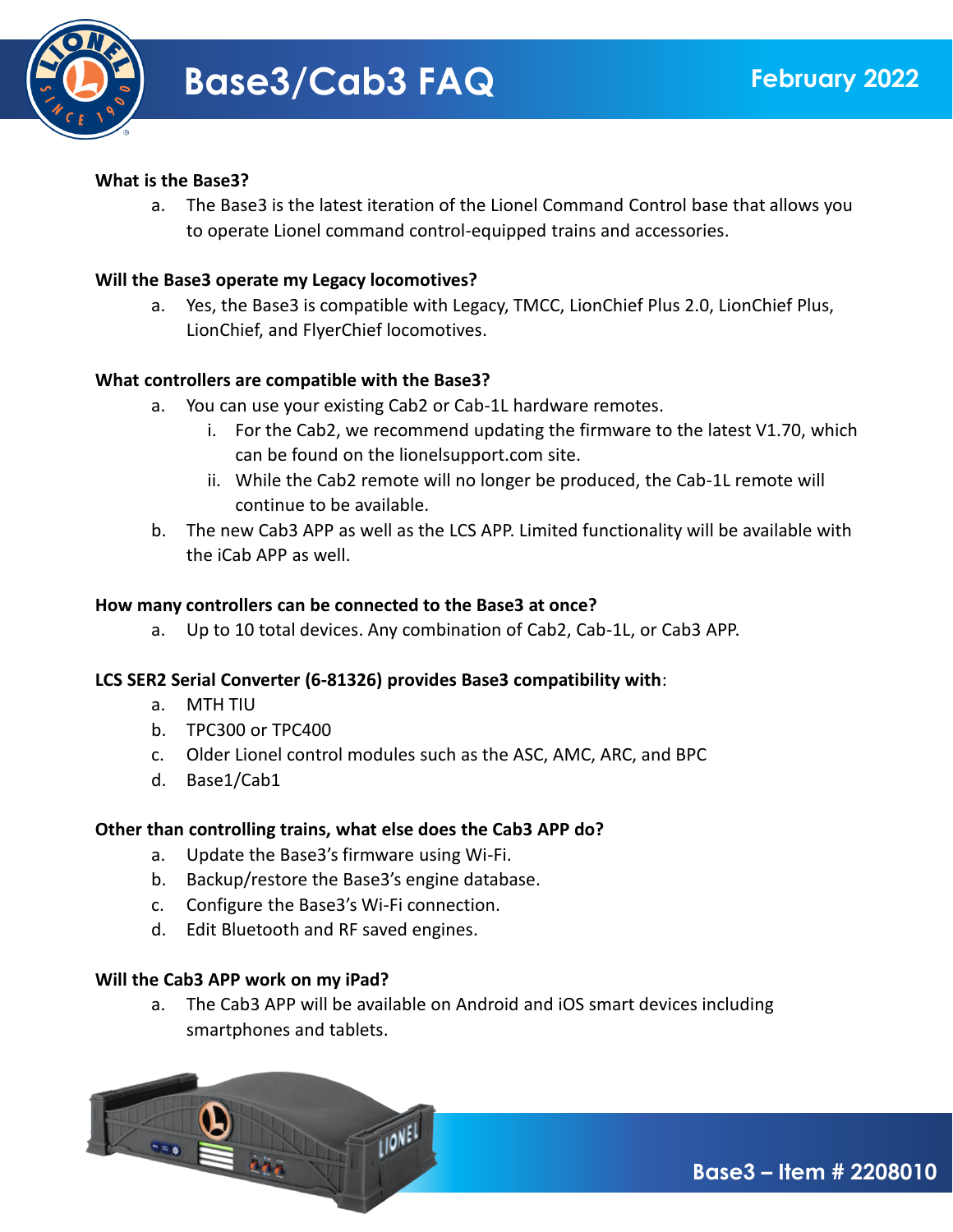# Base3/Cab3 FAQ

February 2022

**What is the Base3?**

a. The Base3 is the latest iteration of the Lionel Command Control base that allows you to operate Lionel command control-equipped trains and accessories.

**Will the Base3 operate my Legacy locomotives?**

a. Yes, the Base3 is compatible with Legacy, TMCC, LionChief Plus 2.0, LionChief Plus, LionChief, and FlyerChief locomotives.

**What controllers are compatible with the Base3?**

a. You can use your existing Cab2 or Cab-1L hardware remotes.
   i. For the Cab2, we recommend updating the firmware to the latest V1.70, which can be found on the lionelsupport.com site.
   ii. While the Cab2 remote will no longer be produced, the Cab-1L remote will continue to be available.

b. The new Cab3 APP as well as the LCS APP. Limited functionality will be available with the iCab APP as well.

**How many controllers can be connected to the Base3 at once?**

a. Up to 10 total devices. Any combination of Cab2, Cab-1L, or Cab3 APP.

**LCS SER2 Serial Converter (6-81326) provides Base3 compatibility with**:

a. MTH TIU
b. TPC300 or TPC400
c. Older Lionel control modules such as the ASC, AMC, ARC, and BPC
d. Base1/Cab1

**Other than controlling trains, what else does the Cab3 APP do?**

a. Update the Base3's firmware using Wi-Fi.
b. Backup/restore the Base3's engine database.
c. Configure the Base3's Wi-Fi connection.
d. Edit Bluetooth and RF saved engines.

**Will the Cab3 APP work on my iPad?**

a. The Cab3 APP will be available on Android and iOS smart devices including smartphones and tablets.

Base3 – Item # 2208010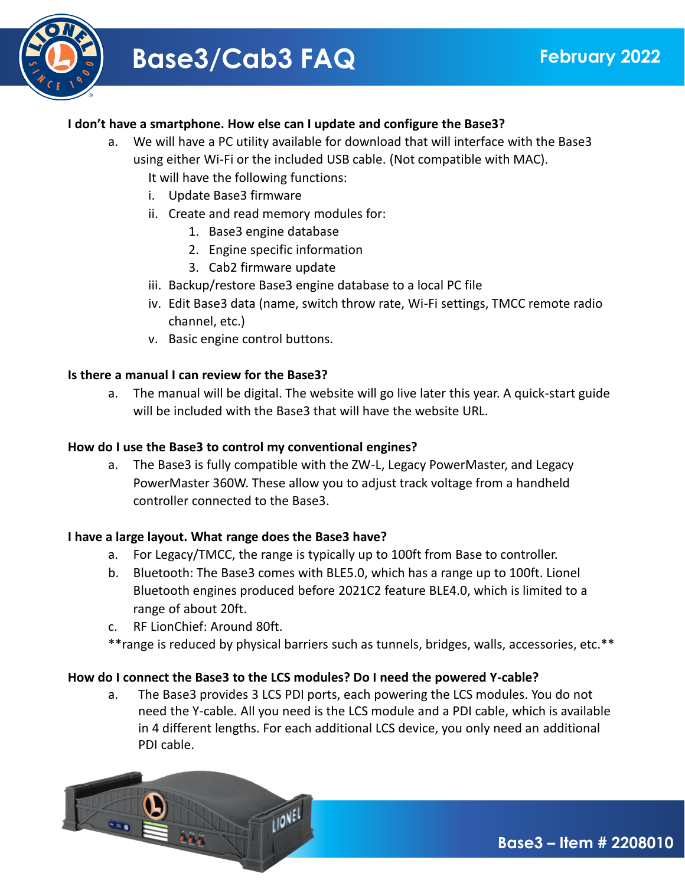**I don't have a smartphone. How else can I update and configure the Base3?**

a. We will have a PC utility available for download that will interface with the Base3 using either Wi-Fi or the included USB cable. (Not compatible with MAC).

   It will have the following functions:

   i. Update Base3 firmware

   ii. Create and read memory modules for:

      1. Base3 engine database
      2. Engine specific information
      3. Cab2 firmware update

   iii. Backup/restore Base3 engine database to a local PC file

   iv. Edit Base3 data (name, switch throw rate, Wi-Fi settings, TMCC remote radio channel, etc.)

   v. Basic engine control buttons.

**Is there a manual I can review for the Base3?**

a. The manual will be digital. The website will go live later this year. A quick-start guide will be included with the Base3 that will have the website URL.

**How do I use the Base3 to control my conventional engines?**

a. The Base3 is fully compatible with the ZW-L, Legacy PowerMaster, and Legacy PowerMaster 360W. These allow you to adjust track voltage from a handheld controller connected to the Base3.

**I have a large layout. What range does the Base3 have?**

a. For Legacy/TMCC, the range is typically up to 100ft from Base to controller.

b. Bluetooth: The Base3 comes with BLE5.0, which has a range up to 100ft. Lionel Bluetooth engines produced before 2021C2 feature BLE4.0, which is limited to a range of about 20ft.

c. RF LionChief: Around 80ft.

**range is reduced by physical barriers such as tunnels, bridges, walls, accessories, etc.**

**How do I connect the Base3 to the LCS modules? Do I need the powered Y-cable?**

a. The Base3 provides 3 LCS PDI ports, each powering the LCS modules. You do not need the Y-cable. All you need is the LCS module and a PDI cable, which is available in 4 different lengths. For each additional LCS device, you only need an additional PDI cable.

**Base3 – Item # 2208010**